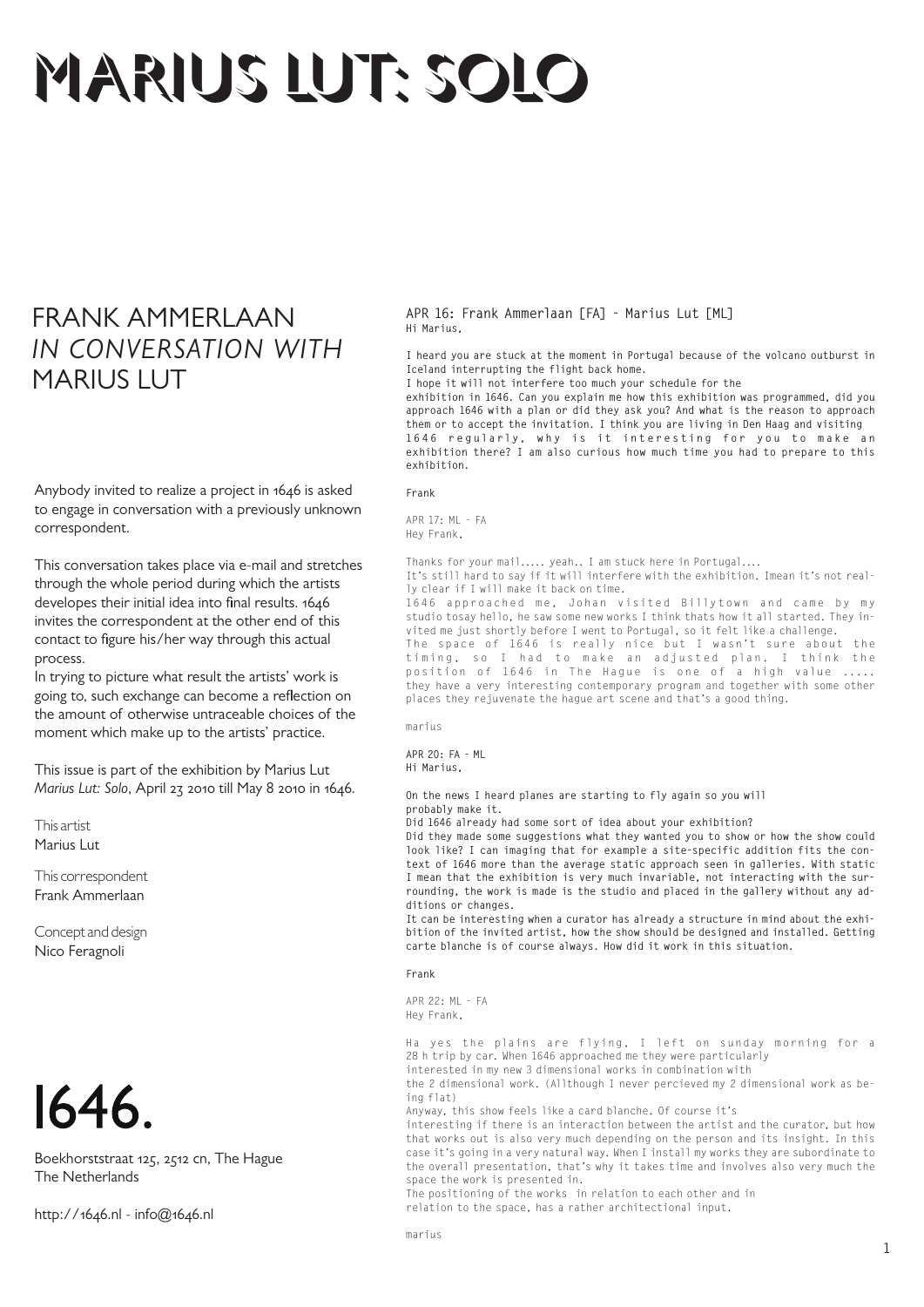# MARIUS LUT: SOLO

## FRANK AMMERLAAN *IN CONVERSATION WITH* MARIUS LUT

Anybody invited to realize a project in 1646 is asked to engage in conversation with a previously unknown correspondent.

This conversation takes place via e-mail and stretches through the whole period during which the artists developes their initial idea into final results. 1646 invites the correspondent at the other end of this contact to figure his/her way through this actual process.
In trying to picture what result the artists' work is going to, such exchange can become a reflection on the amount of otherwise untraceable choices of the moment which make up to the artists' practice.

This issue is part of the exhibition by Marius Lut *Marius Lut: Solo*, April 23 2010 till May 8 2010 in 1646.

This artist
Marius Lut

This correspondent
Frank Ammerlaan

Concept and design
Nico Feragnoli

1646.

Boekhorststraat 125, 2512 cn, The Hague
The Netherlands

http://1646.nl - info@1646.nl

APR 16: Frank Ammerlaan [FA] - Marius Lut [ML]
Hi Marius,

I heard you are stuck at the moment in Portugal because of the volcano outburst in Iceland interrupting the flight back home.
I hope it will not interfere too much your schedule for the exhibition in 1646. Can you explain me how this exhibition was programmed, did you approach 1646 with a plan or did they ask you? And what is the reason to approach them or to accept the invitation. I think you are living in Den Haag and visiting 1646 regularly, why is it interesting for you to make an exhibition there? I am also curious how much time you had to prepare to this exhibition.

Frank

APR 17: ML - FA
Hey Frank,

Thanks for your mail..... yeah.. I am stuck here in Portugal....
It's still hard to say if it will interfere with the exhibition. Imean it's not really clear if I will make it back on time.
1646 approached me, Johan visited Billytown and came by my studio tosay hello, he saw some new works I think thats how it all started. They invited me just shortly before I went to Portugal, so it felt like a challenge.
The space of 1646 is really nice but I wasn't sure about the timing, so I had to make an adjusted plan. I think the position of 1646 in The Hague is one of a high value ..... they have a very interesting contemporary program and together with some other places they rejuvenate the hague art scene and that's a good thing.

marius

APR 20: FA - ML
Hi Marius,

On the news I heard planes are starting to fly again so you will probably make it.
Did 1646 already had some sort of idea about your exhibition?
Did they made some suggestions what they wanted you to show or how the show could look like? I can imaging that for example a site-specific addition fits the context of 1646 more than the average static approach seen in galleries. With static I mean that the exhibition is very much invariable, not interacting with the surrounding, the work is made is the studio and placed in the gallery without any additions or changes.
It can be interesting when a curator has already a structure in mind about the exhibition of the invited artist, how the show should be designed and installed. Getting carte blanche is of course always. How did it work in this situation.

Frank

APR 22: ML - FA
Hey Frank,

Ha yes the plains are flying, I left on sunday morning for a 28 h trip by car. When 1646 approached me they were particularly interested in my new 3 dimensional works in combination with the 2 dimensional work. (Allthough I never percieved my 2 dimensional work as being flat)
Anyway, this show feels like a card blanche. Of course it's interesting if there is an interaction between the artist and the curator, but how that works out is also very much depending on the person and its insight. In this case it's going in a very natural way. When I install my works they are subordinate to the overall presentation, that's why it takes time and involves also very much the space the work is presented in.
The positioning of the works in relation to each other and in relation to the space, has a rather architectional input.

marius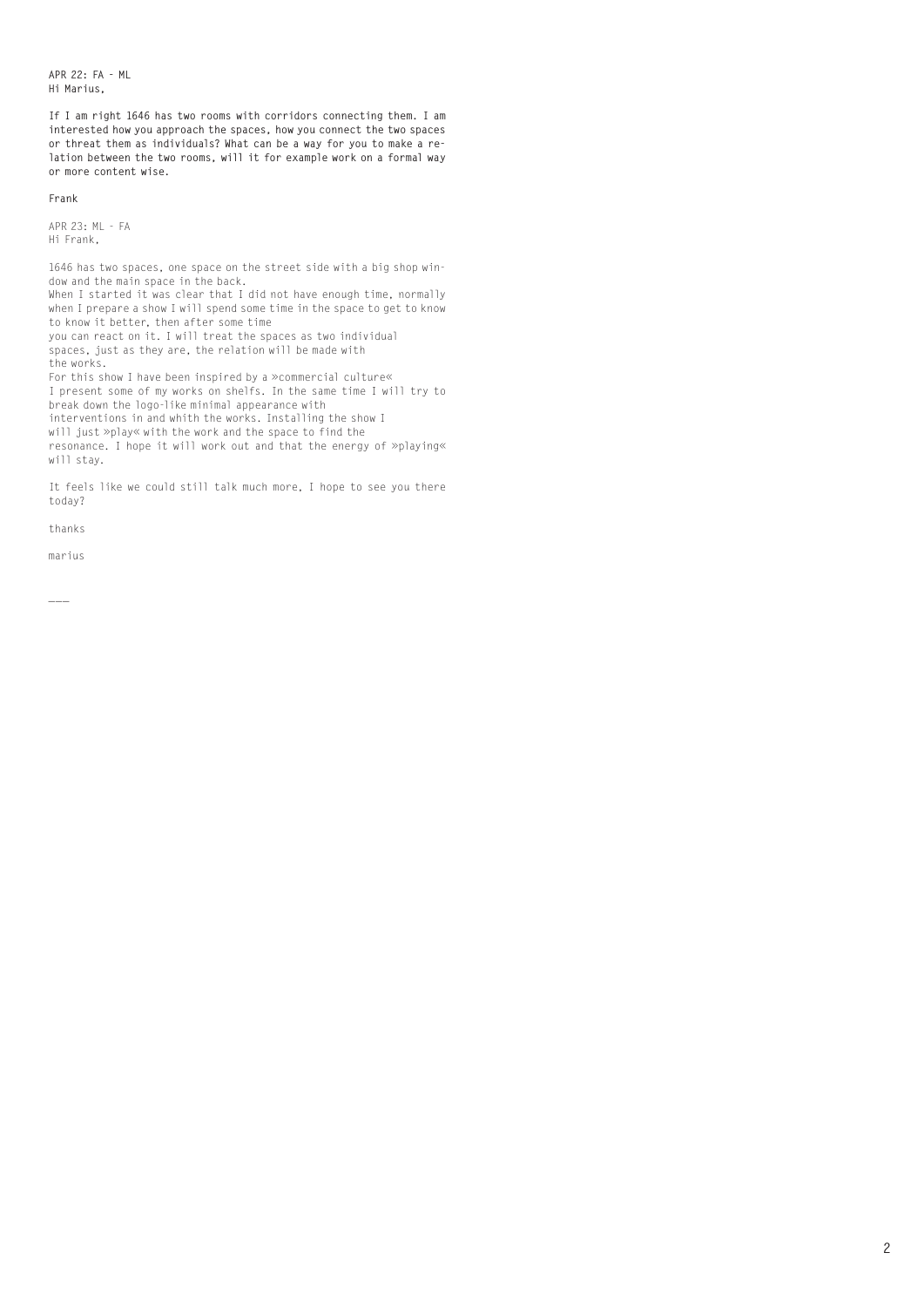**APR 22: FA – ML**
**Hi Marius,**

**If I am right 1646 has two rooms with corridors connecting them. I am interested how you approach the spaces, how you connect the two spaces or threat them as individuals? What can be a way for you to make a relation between the two rooms, will it for example work on a formal way or more content wise.**

**Frank**

APR 23: ML – FA
Hi Frank,

1646 has two spaces, one space on the street side with a big shop window and the main space in the back.
When I started it was clear that I did not have enough time, normally when I prepare a show I will spend some time in the space to get to know to know it better, then after some time
you can react on it. I will treat the spaces as two individual spaces, just as they are, the relation will be made with the works.
For this show I have been inspired by a »commercial culture«
I present some of my works on shelfs. In the same time I will try to break down the logo-like minimal appearance with
interventions in and whith the works. Installing the show I will just »play« with the work and the space to find the resonance. I hope it will work out and that the energy of »playing« will stay.

It feels like we could still talk much more, I hope to see you there today?

thanks

marius

———